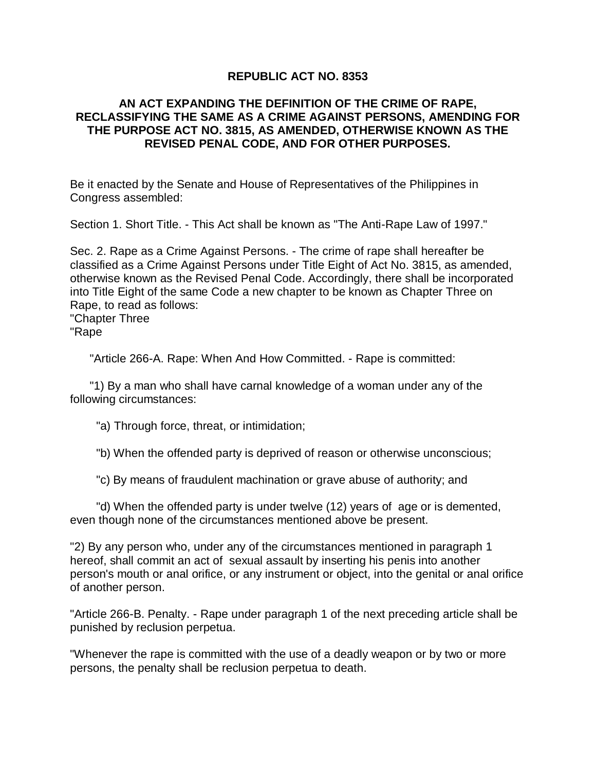# REPUBLIC ACT NO. 8353

## AN ACT EXPANDING THE DEFINITION OF THE CRIME OF RAPE, RECLASSIFYING THE SAME AS A CRIME AGAINST PERSONS, AMENDING FOR THE PURPOSE ACT NO. 3815, AS AMENDED, OTHERWISE KNOWN AS THE REVISED PENAL CODE, AND FOR OTHER PURPOSES.

Be it enacted by the Senate and House of Representatives of the Philippines in Congress assembled:

Section 1. Short Title. - This Act shall be known as "The Anti-Rape Law of 1997."

Sec. 2. Rape as a Crime Against Persons. - The crime of rape shall hereafter be classified as a Crime Against Persons under Title Eight of Act No. 3815, as amended, otherwise known as the Revised Penal Code. Accordingly, there shall be incorporated into Title Eight of the same Code a new chapter to be known as Chapter Three on Rape, to read as follows:
"Chapter Three
"Rape

"Article 266-A. Rape: When And How Committed. - Rape is committed:

"1) By a man who shall have carnal knowledge of a woman under any of the following circumstances:

"a) Through force, threat, or intimidation;

"b) When the offended party is deprived of reason or otherwise unconscious;

"c) By means of fraudulent machination or grave abuse of authority; and

"d) When the offended party is under twelve (12) years of age or is demented, even though none of the circumstances mentioned above be present.

"2) By any person who, under any of the circumstances mentioned in paragraph 1 hereof, shall commit an act of sexual assault by inserting his penis into another person's mouth or anal orifice, or any instrument or object, into the genital or anal orifice of another person.

"Article 266-B. Penalty. - Rape under paragraph 1 of the next preceding article shall be punished by reclusion perpetua.

"Whenever the rape is committed with the use of a deadly weapon or by two or more persons, the penalty shall be reclusion perpetua to death.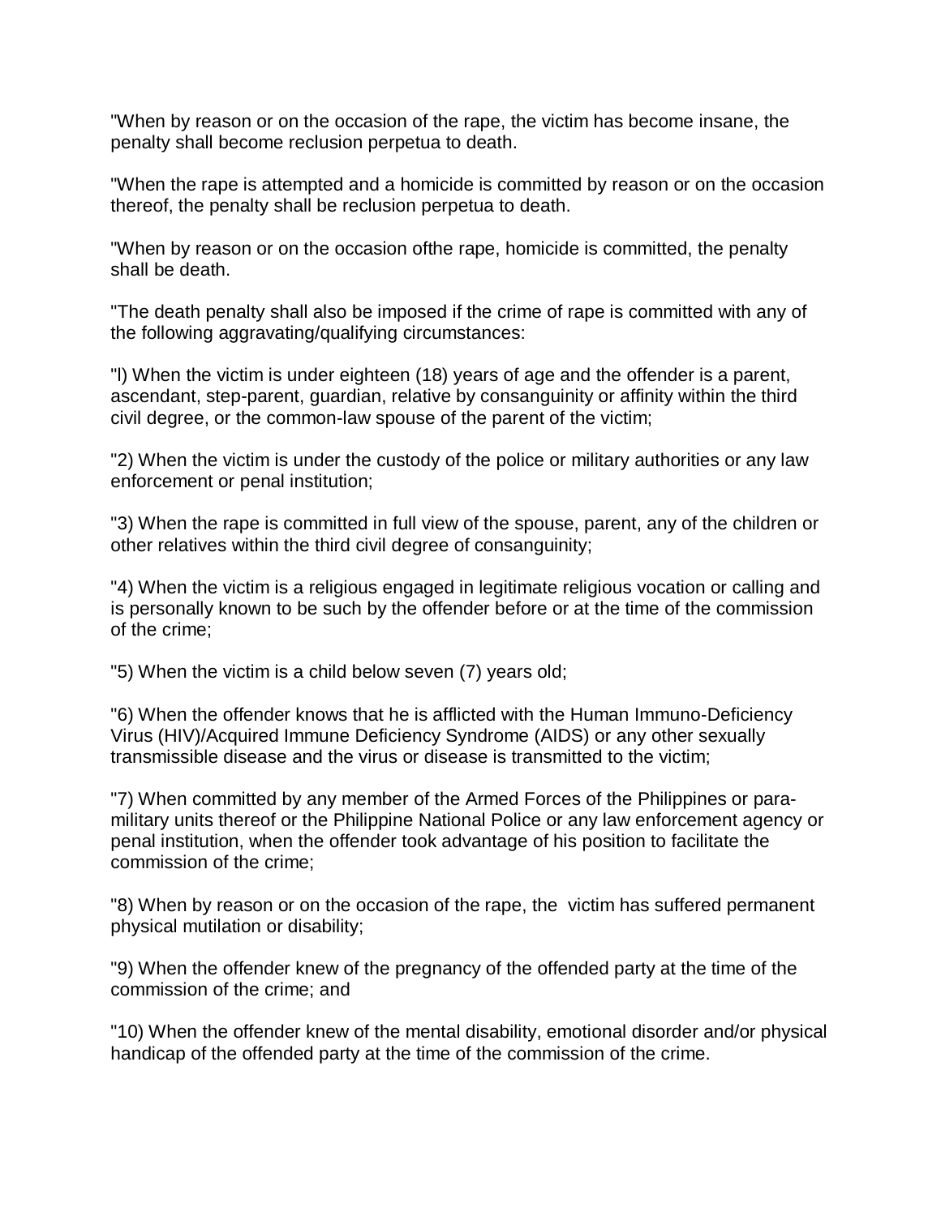"When by reason or on the occasion of the rape, the victim has become insane, the penalty shall become reclusion perpetua to death.

"When the rape is attempted and a homicide is committed by reason or on the occasion thereof, the penalty shall be reclusion perpetua to death.

"When by reason or on the occasion ofthe rape, homicide is committed, the penalty shall be death.

"The death penalty shall also be imposed if the crime of rape is committed with any of the following aggravating/qualifying circumstances:

"l) When the victim is under eighteen (18) years of age and the offender is a parent, ascendant, step-parent, guardian, relative by consanguinity or affinity within the third civil degree, or the common-law spouse of the parent of the victim;

"2) When the victim is under the custody of the police or military authorities or any law enforcement or penal institution;

"3) When the rape is committed in full view of the spouse, parent, any of the children or other relatives within the third civil degree of consanguinity;

"4) When the victim is a religious engaged in legitimate religious vocation or calling and is personally known to be such by the offender before or at the time of the commission of the crime;

"5) When the victim is a child below seven (7) years old;

"6) When the offender knows that he is afflicted with the Human Immuno-Deficiency Virus (HIV)/Acquired Immune Deficiency Syndrome (AIDS) or any other sexually transmissible disease and the virus or disease is transmitted to the victim;

"7) When committed by any member of the Armed Forces of the Philippines or para-military units thereof or the Philippine National Police or any law enforcement agency or penal institution, when the offender took advantage of his position to facilitate the commission of the crime;

"8) When by reason or on the occasion of the rape, the victim has suffered permanent physical mutilation or disability;

"9) When the offender knew of the pregnancy of the offended party at the time of the commission of the crime; and

"10) When the offender knew of the mental disability, emotional disorder and/or physical handicap of the offended party at the time of the commission of the crime.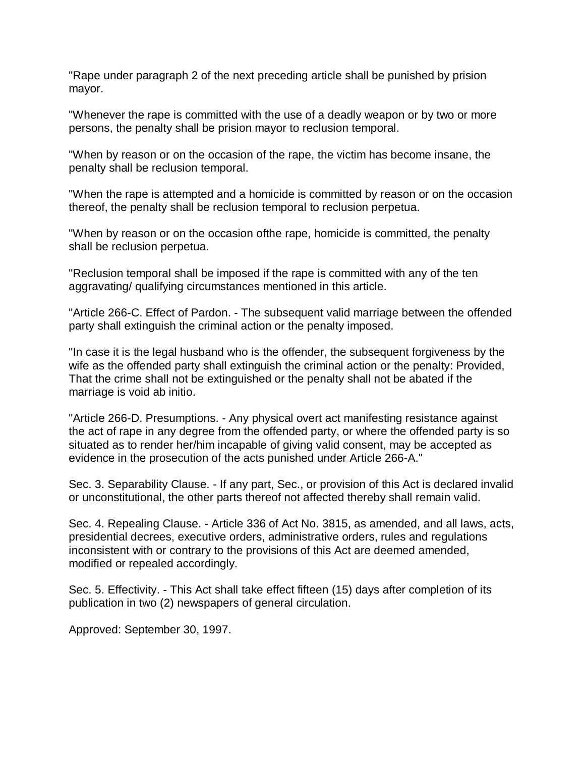"Rape under paragraph 2 of the next preceding article shall be punished by prision mayor.

"Whenever the rape is committed with the use of a deadly weapon or by two or more persons, the penalty shall be prision mayor to reclusion temporal.

"When by reason or on the occasion of the rape, the victim has become insane, the penalty shall be reclusion temporal.

"When the rape is attempted and a homicide is committed by reason or on the occasion thereof, the penalty shall be reclusion temporal to reclusion perpetua.

"When by reason or on the occasion ofthe rape, homicide is committed, the penalty shall be reclusion perpetua.

"Reclusion temporal shall be imposed if the rape is committed with any of the ten aggravating/ qualifying circumstances mentioned in this article.

"Article 266-C. Effect of Pardon. - The subsequent valid marriage between the offended party shall extinguish the criminal action or the penalty imposed.

"In case it is the legal husband who is the offender, the subsequent forgiveness by the wife as the offended party shall extinguish the criminal action or the penalty: Provided, That the crime shall not be extinguished or the penalty shall not be abated if the marriage is void ab initio.

"Article 266-D. Presumptions. - Any physical overt act manifesting resistance against the act of rape in any degree from the offended party, or where the offended party is so situated as to render her/him incapable of giving valid consent, may be accepted as evidence in the prosecution of the acts punished under Article 266-A."

Sec. 3. Separability Clause. - If any part, Sec., or provision of this Act is declared invalid or unconstitutional, the other parts thereof not affected thereby shall remain valid.

Sec. 4. Repealing Clause. - Article 336 of Act No. 3815, as amended, and all laws, acts, presidential decrees, executive orders, administrative orders, rules and regulations inconsistent with or contrary to the provisions of this Act are deemed amended, modified or repealed accordingly.

Sec. 5. Effectivity. - This Act shall take effect fifteen (15) days after completion of its publication in two (2) newspapers of general circulation.

Approved: September 30, 1997.